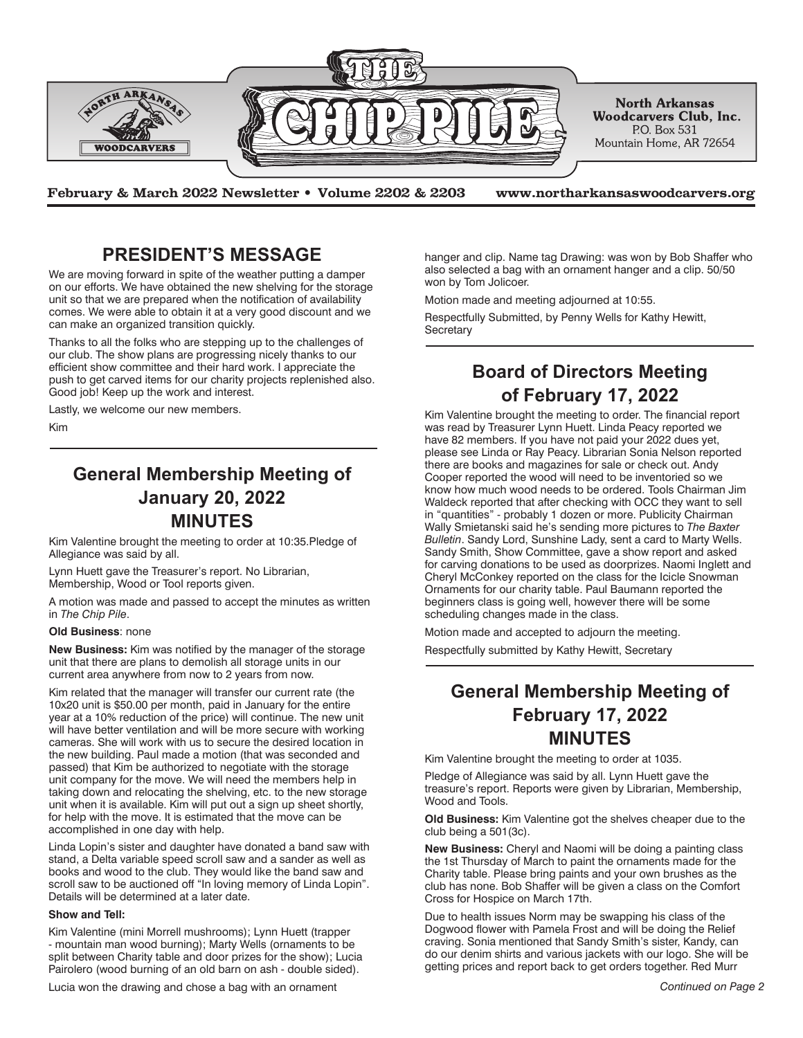# THE CHIP PILE

**North Arkansas Woodcarvers Club, Inc.**
P.O. Box 531
Mountain Home, AR 72654

**February & March 2022 Newsletter • Volume 2202 & 2203** **www.northarkansaswoodcarvers.org**

## PRESIDENT'S MESSAGE

We are moving forward in spite of the weather putting a damper on our efforts. We have obtained the new shelving for the storage unit so that we are prepared when the notification of availability comes. We were able to obtain it at a very good discount and we can make an organized transition quickly.

Thanks to all the folks who are stepping up to the challenges of our club. The show plans are progressing nicely thanks to our efficient show committee and their hard work. I appreciate the push to get carved items for our charity projects replenished also. Good job! Keep up the work and interest.

Lastly, we welcome our new members.

Kim

## General Membership Meeting of January 20, 2022 MINUTES

Kim Valentine brought the meeting to order at 10:35.Pledge of Allegiance was said by all.

Lynn Huett gave the Treasurer's report. No Librarian, Membership, Wood or Tool reports given.

A motion was made and passed to accept the minutes as written in *The Chip Pile*.

**Old Business**: none

**New Business:** Kim was notified by the manager of the storage unit that there are plans to demolish all storage units in our current area anywhere from now to 2 years from now.

Kim related that the manager will transfer our current rate (the 10x20 unit is $50.00 per month, paid in January for the entire year at a 10% reduction of the price) will continue. The new unit will have better ventilation and will be more secure with working cameras. She will work with us to secure the desired location in the new building. Paul made a motion (that was seconded and passed) that Kim be authorized to negotiate with the storage unit company for the move. We will need the members help in taking down and relocating the shelving, etc. to the new storage unit when it is available. Kim will put out a sign up sheet shortly, for help with the move. It is estimated that the move can be accomplished in one day with help.

Linda Lopin's sister and daughter have donated a band saw with stand, a Delta variable speed scroll saw and a sander as well as books and wood to the club. They would like the band saw and scroll saw to be auctioned off "In loving memory of Linda Lopin". Details will be determined at a later date.

**Show and Tell:**

Kim Valentine (mini Morrell mushrooms); Lynn Huett (trapper - mountain man wood burning); Marty Wells (ornaments to be split between Charity table and door prizes for the show); Lucia Pairolero (wood burning of an old barn on ash - double sided).

Lucia won the drawing and chose a bag with an ornament hanger and clip. Name tag Drawing: was won by Bob Shaffer who also selected a bag with an ornament hanger and a clip. 50/50 won by Tom Jolicoer.

Motion made and meeting adjourned at 10:55.

Respectfully Submitted, by Penny Wells for Kathy Hewitt, Secretary

## Board of Directors Meeting of February 17, 2022

Kim Valentine brought the meeting to order. The financial report was read by Treasurer Lynn Huett. Linda Peacy reported we have 82 members. If you have not paid your 2022 dues yet, please see Linda or Ray Peacy. Librarian Sonia Nelson reported there are books and magazines for sale or check out. Andy Cooper reported the wood will need to be inventoried so we know how much wood needs to be ordered. Tools Chairman Jim Waldeck reported that after checking with OCC they want to sell in "quantities" - probably 1 dozen or more. Publicity Chairman Wally Smietanski said he's sending more pictures to *The Baxter Bulletin*. Sandy Lord, Sunshine Lady, sent a card to Marty Wells. Sandy Smith, Show Committee, gave a show report and asked for carving donations to be used as doorprizes. Naomi Inglett and Cheryl McConkey reported on the class for the Icicle Snowman Ornaments for our charity table. Paul Baumann reported the beginners class is going well, however there will be some scheduling changes made in the class.

Motion made and accepted to adjourn the meeting.

Respectfully submitted by Kathy Hewitt, Secretary

## General Membership Meeting of February 17, 2022 MINUTES

Kim Valentine brought the meeting to order at 1035.

Pledge of Allegiance was said by all. Lynn Huett gave the treasure's report. Reports were given by Librarian, Membership, Wood and Tools.

**Old Business:** Kim Valentine got the shelves cheaper due to the club being a 501(3c).

**New Business:** Cheryl and Naomi will be doing a painting class the 1st Thursday of March to paint the ornaments made for the Charity table. Please bring paints and your own brushes as the club has none. Bob Shaffer will be given a class on the Comfort Cross for Hospice on March 17th.

Due to health issues Norm may be swapping his class of the Dogwood flower with Pamela Frost and will be doing the Relief craving. Sonia mentioned that Sandy Smith's sister, Kandy, can do our denim shirts and various jackets with our logo. She will be getting prices and report back to get orders together. Red Murr

*Continued on Page 2*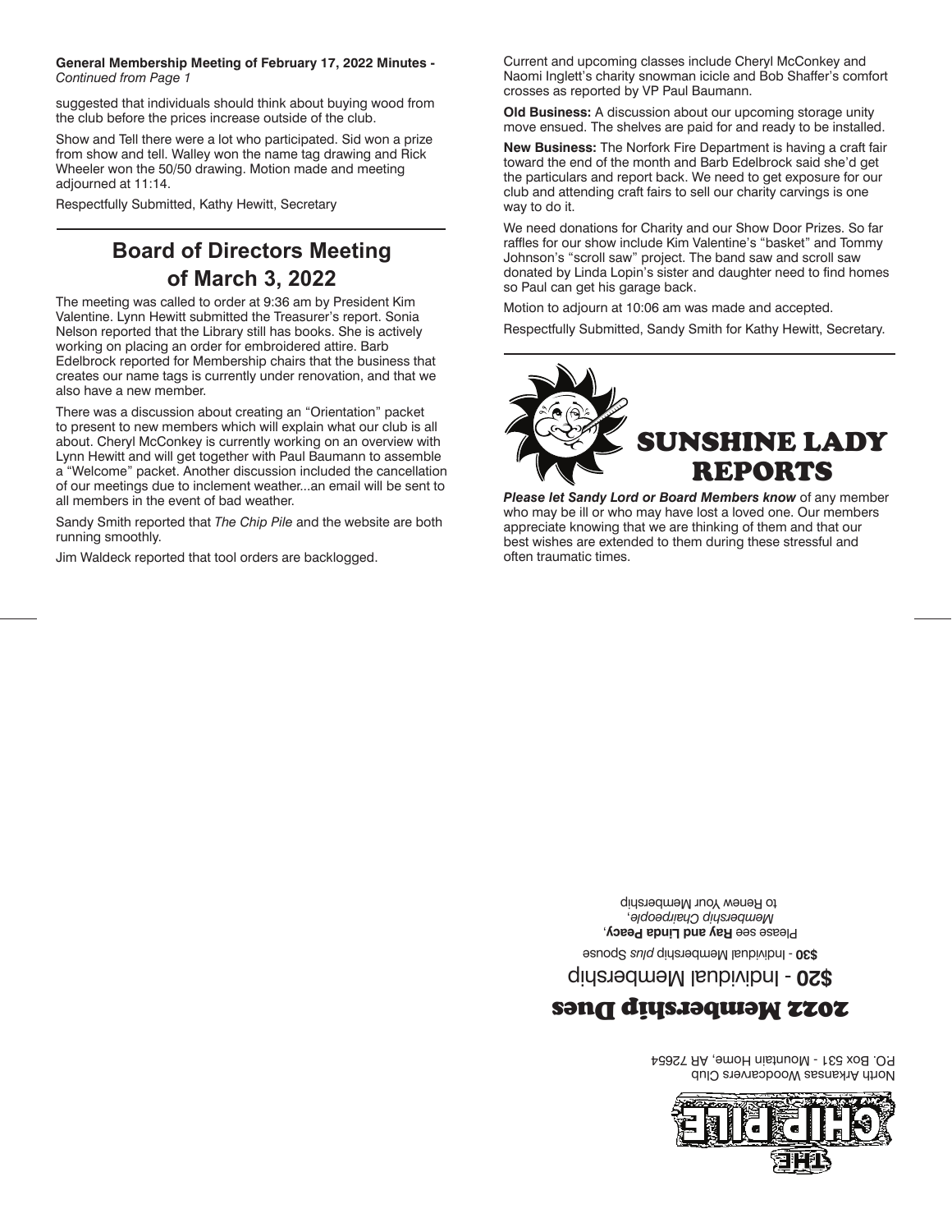**General Membership Meeting of February 17, 2022 Minutes -**
*Continued from Page 1*

suggested that individuals should think about buying wood from the club before the prices increase outside of the club.

Show and Tell there were a lot who participated. Sid won a prize from show and tell. Walley won the name tag drawing and Rick Wheeler won the 50/50 drawing. Motion made and meeting adjourned at 11:14.

Respectfully Submitted, Kathy Hewitt, Secretary

## Board of Directors Meeting of March 3, 2022

The meeting was called to order at 9:36 am by President Kim Valentine. Lynn Hewitt submitted the Treasurer's report. Sonia Nelson reported that the Library still has books. She is actively working on placing an order for embroidered attire. Barb Edelbrock reported for Membership chairs that the business that creates our name tags is currently under renovation, and that we also have a new member.

There was a discussion about creating an "Orientation" packet to present to new members which will explain what our club is all about. Cheryl McConkey is currently working on an overview with Lynn Hewitt and will get together with Paul Baumann to assemble a "Welcome" packet. Another discussion included the cancellation of our meetings due to inclement weather...an email will be sent to all members in the event of bad weather.

Sandy Smith reported that *The Chip Pile* and the website are both running smoothly.

Jim Waldeck reported that tool orders are backlogged.

Current and upcoming classes include Cheryl McConkey and Naomi Inglett's charity snowman icicle and Bob Shaffer's comfort crosses as reported by VP Paul Baumann.

**Old Business:** A discussion about our upcoming storage unity move ensued. The shelves are paid for and ready to be installed.

**New Business:** The Norfork Fire Department is having a craft fair toward the end of the month and Barb Edelbrock said she'd get the particulars and report back. We need to get exposure for our club and attending craft fairs to sell our charity carvings is one way to do it.

We need donations for Charity and our Show Door Prizes. So far raffles for our show include Kim Valentine's "basket" and Tommy Johnson's "scroll saw" project. The band saw and scroll saw donated by Linda Lopin's sister and daughter need to find homes so Paul can get his garage back.

Motion to adjourn at 10:06 am was made and accepted.

Respectfully Submitted, Sandy Smith for Kathy Hewitt, Secretary.

## SUNSHINE LADY REPORTS

***Please let Sandy Lord or Board Members know*** of any member who may be ill or who may have lost a loved one. Our members appreciate knowing that we are thinking of them and that our best wishes are extended to them during these stressful and often traumatic times.

THE CHIP PILE

North Arkansas Woodcarvers Club
P.O. Box 531 - Mountain Home, AR 72654

## 2022 Membership Dues

**$20** - Individual Membership

**$30** - Individual Membership *plus* Spouse

Please see **Ray and Linda Peacy**, *Membership Chairpeople*, to Renew Your Membership